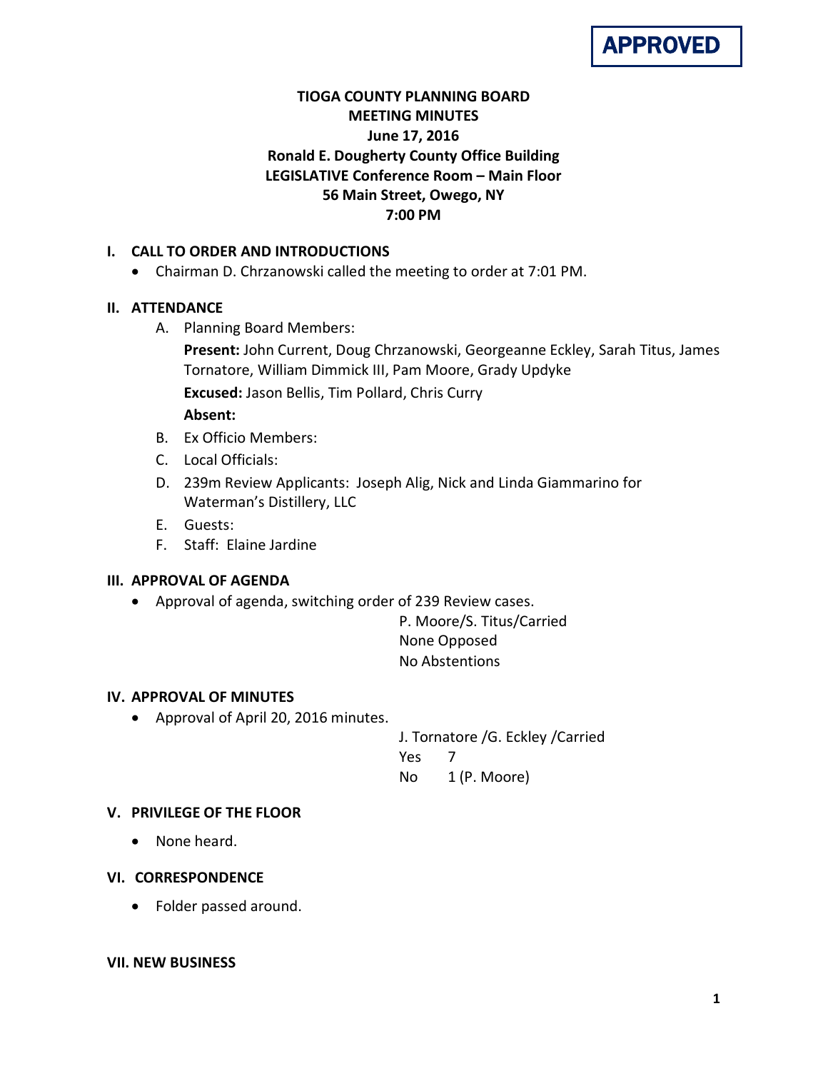**APPROVED**

# TIOGA COUNTY PLANNING BOARD
## MEETING MINUTES
### June 17, 2016
### Ronald E. Dougherty County Office Building
### LEGISLATIVE Conference Room – Main Floor
### 56 Main Street, Owego, NY
### 7:00 PM

## I. CALL TO ORDER AND INTRODUCTIONS

- Chairman D. Chrzanowski called the meeting to order at 7:01 PM.

## II. ATTENDANCE

A. Planning Board Members:

**Present:** John Current, Doug Chrzanowski, Georgeanne Eckley, Sarah Titus, James Tornatore, William Dimmick III, Pam Moore, Grady Updyke

**Excused:** Jason Bellis, Tim Pollard, Chris Curry

**Absent:**

B. Ex Officio Members:

C. Local Officials:

D. 239m Review Applicants: Joseph Alig, Nick and Linda Giammarino for Waterman's Distillery, LLC

E. Guests:

F. Staff: Elaine Jardine

## III. APPROVAL OF AGENDA

- Approval of agenda, switching order of 239 Review cases.

  P. Moore/S. Titus/Carried
  None Opposed
  No Abstentions

## IV. APPROVAL OF MINUTES

- Approval of April 20, 2016 minutes.

  J. Tornatore /G. Eckley /Carried
  Yes 7
  No 1 (P. Moore)

## V. PRIVILEGE OF THE FLOOR

- None heard.

## VI. CORRESPONDENCE

- Folder passed around.

## VII. NEW BUSINESS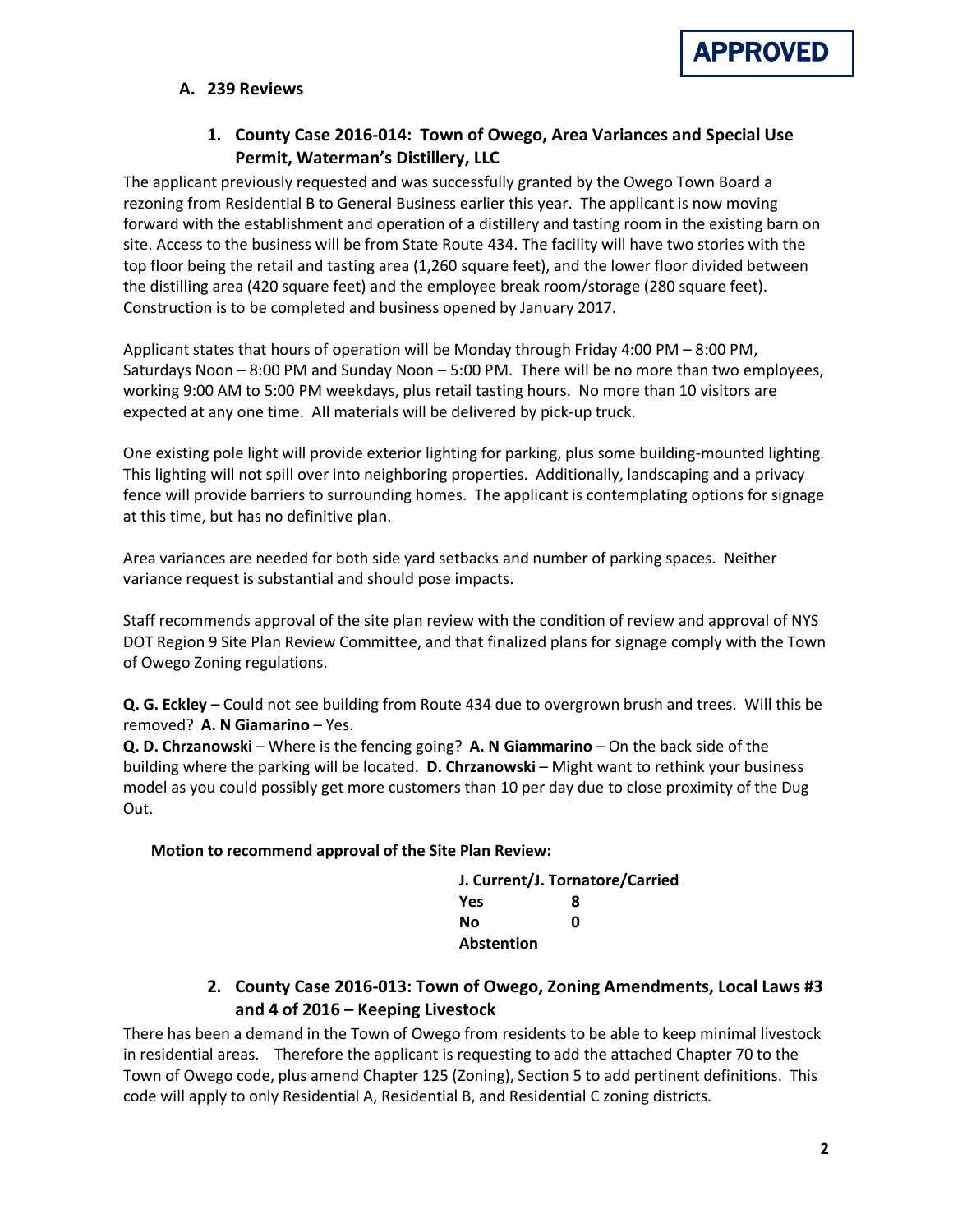**APPROVED**

## A. 239 Reviews

### 1. County Case 2016-014: Town of Owego, Area Variances and Special Use Permit, Waterman's Distillery, LLC

The applicant previously requested and was successfully granted by the Owego Town Board a rezoning from Residential B to General Business earlier this year. The applicant is now moving forward with the establishment and operation of a distillery and tasting room in the existing barn on site. Access to the business will be from State Route 434. The facility will have two stories with the top floor being the retail and tasting area (1,260 square feet), and the lower floor divided between the distilling area (420 square feet) and the employee break room/storage (280 square feet). Construction is to be completed and business opened by January 2017.

Applicant states that hours of operation will be Monday through Friday 4:00 PM – 8:00 PM, Saturdays Noon – 8:00 PM and Sunday Noon – 5:00 PM. There will be no more than two employees, working 9:00 AM to 5:00 PM weekdays, plus retail tasting hours. No more than 10 visitors are expected at any one time. All materials will be delivered by pick-up truck.

One existing pole light will provide exterior lighting for parking, plus some building-mounted lighting. This lighting will not spill over into neighboring properties. Additionally, landscaping and a privacy fence will provide barriers to surrounding homes. The applicant is contemplating options for signage at this time, but has no definitive plan.

Area variances are needed for both side yard setbacks and number of parking spaces. Neither variance request is substantial and should pose impacts.

Staff recommends approval of the site plan review with the condition of review and approval of NYS DOT Region 9 Site Plan Review Committee, and that finalized plans for signage comply with the Town of Owego Zoning regulations.

**Q. G. Eckley** – Could not see building from Route 434 due to overgrown brush and trees. Will this be removed? **A. N Giamarino** – Yes.

**Q. D. Chrzanowski** – Where is the fencing going? **A. N Giammarino** – On the back side of the building where the parking will be located. **D. Chrzanowski** – Might want to rethink your business model as you could possibly get more customers than 10 per day due to close proximity of the Dug Out.

**Motion to recommend approval of the Site Plan Review:**

**J. Current/J. Tornatore/Carried**

| | |
|---|---|
| **Yes** | **8** |
| **No** | **0** |
| **Abstention** | |

### 2. County Case 2016-013: Town of Owego, Zoning Amendments, Local Laws #3 and 4 of 2016 – Keeping Livestock

There has been a demand in the Town of Owego from residents to be able to keep minimal livestock in residential areas. Therefore the applicant is requesting to add the attached Chapter 70 to the Town of Owego code, plus amend Chapter 125 (Zoning), Section 5 to add pertinent definitions. This code will apply to only Residential A, Residential B, and Residential C zoning districts.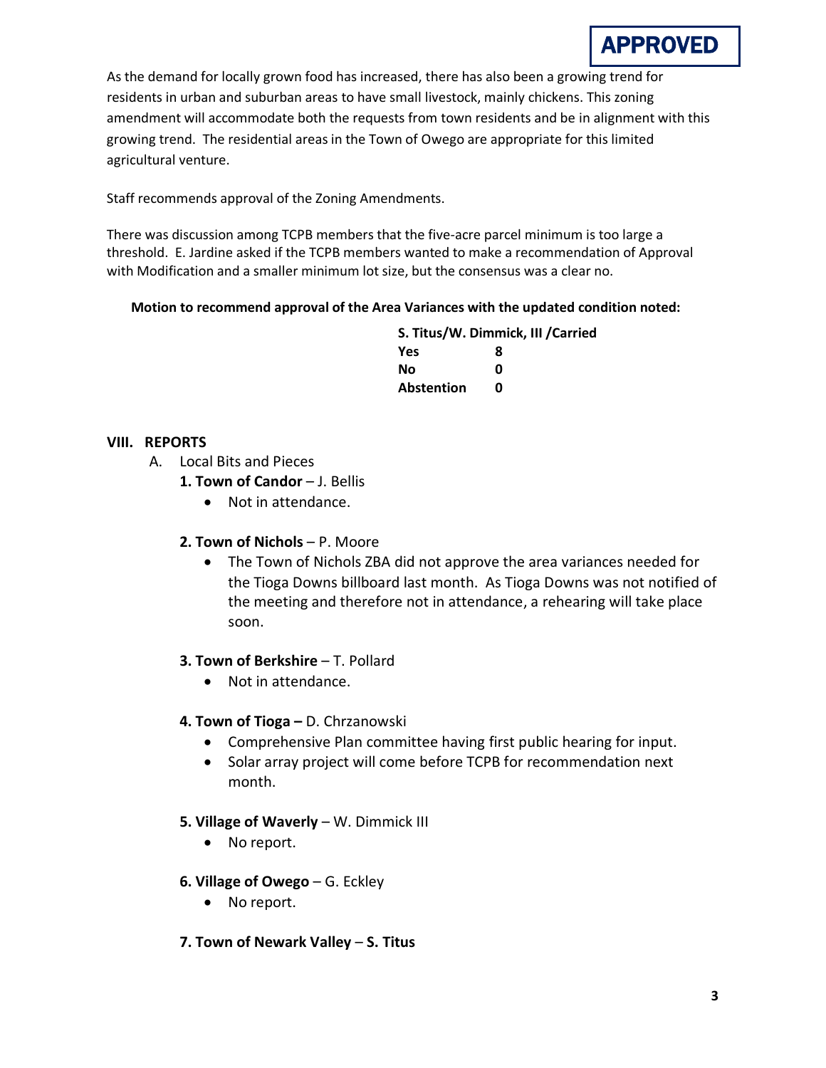**APPROVED**

As the demand for locally grown food has increased, there has also been a growing trend for residents in urban and suburban areas to have small livestock, mainly chickens. This zoning amendment will accommodate both the requests from town residents and be in alignment with this growing trend. The residential areas in the Town of Owego are appropriate for this limited agricultural venture.

Staff recommends approval of the Zoning Amendments.

There was discussion among TCPB members that the five-acre parcel minimum is too large a threshold. E. Jardine asked if the TCPB members wanted to make a recommendation of Approval with Modification and a smaller minimum lot size, but the consensus was a clear no.

**Motion to recommend approval of the Area Variances with the updated condition noted:**

**S. Titus/W. Dimmick, III /Carried**

| | |
|---|---|
| **Yes** | **8** |
| **No** | **0** |
| **Abstention** | **0** |

## VIII. REPORTS

A. Local Bits and Pieces

**1. Town of Candor** – J. Bellis

- Not in attendance.

**2. Town of Nichols** – P. Moore

- The Town of Nichols ZBA did not approve the area variances needed for the Tioga Downs billboard last month. As Tioga Downs was not notified of the meeting and therefore not in attendance, a rehearing will take place soon.

**3. Town of Berkshire** – T. Pollard

- Not in attendance.

**4. Town of Tioga –** D. Chrzanowski

- Comprehensive Plan committee having first public hearing for input.
- Solar array project will come before TCPB for recommendation next month.

**5. Village of Waverly** – W. Dimmick III

- No report.

**6. Village of Owego** – G. Eckley

- No report.

**7. Town of Newark Valley** – **S. Titus**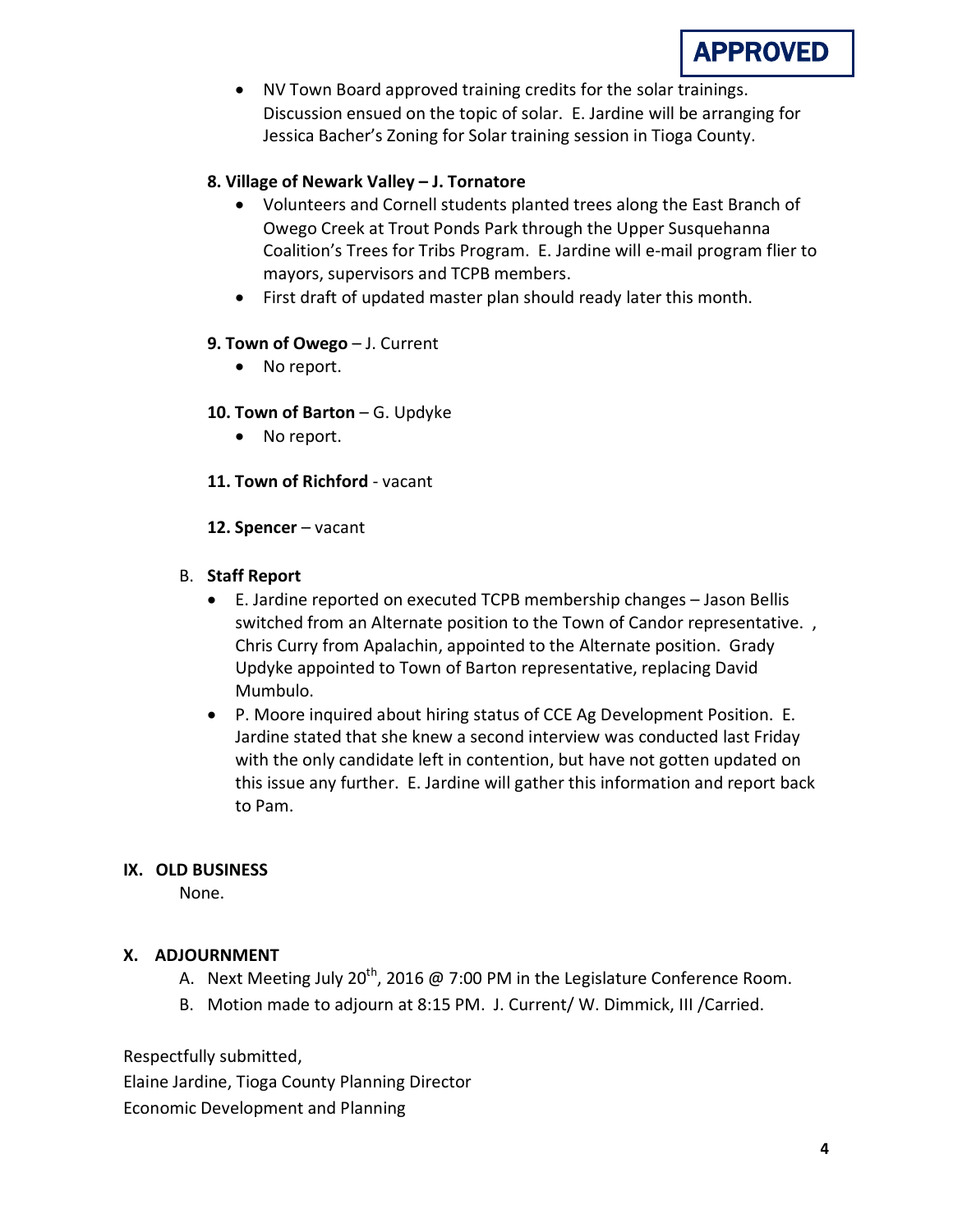APPROVED

- NV Town Board approved training credits for the solar trainings. Discussion ensued on the topic of solar. E. Jardine will be arranging for Jessica Bacher's Zoning for Solar training session in Tioga County.

**8. Village of Newark Valley – J. Tornatore**

- Volunteers and Cornell students planted trees along the East Branch of Owego Creek at Trout Ponds Park through the Upper Susquehanna Coalition's Trees for Tribs Program. E. Jardine will e-mail program flier to mayors, supervisors and TCPB members.
- First draft of updated master plan should ready later this month.

**9. Town of Owego** – J. Current

- No report.

**10. Town of Barton** – G. Updyke

- No report.

**11. Town of Richford** - vacant

**12. Spencer** – vacant

B. **Staff Report**

- E. Jardine reported on executed TCPB membership changes – Jason Bellis switched from an Alternate position to the Town of Candor representative. , Chris Curry from Apalachin, appointed to the Alternate position. Grady Updyke appointed to Town of Barton representative, replacing David Mumbulo.
- P. Moore inquired about hiring status of CCE Ag Development Position. E. Jardine stated that she knew a second interview was conducted last Friday with the only candidate left in contention, but have not gotten updated on this issue any further. E. Jardine will gather this information and report back to Pam.

## IX. OLD BUSINESS

None.

## X. ADJOURNMENT

A. Next Meeting July 20th, 2016 @ 7:00 PM in the Legislature Conference Room.

B. Motion made to adjourn at 8:15 PM. J. Current/ W. Dimmick, III /Carried.

Respectfully submitted,
Elaine Jardine, Tioga County Planning Director
Economic Development and Planning